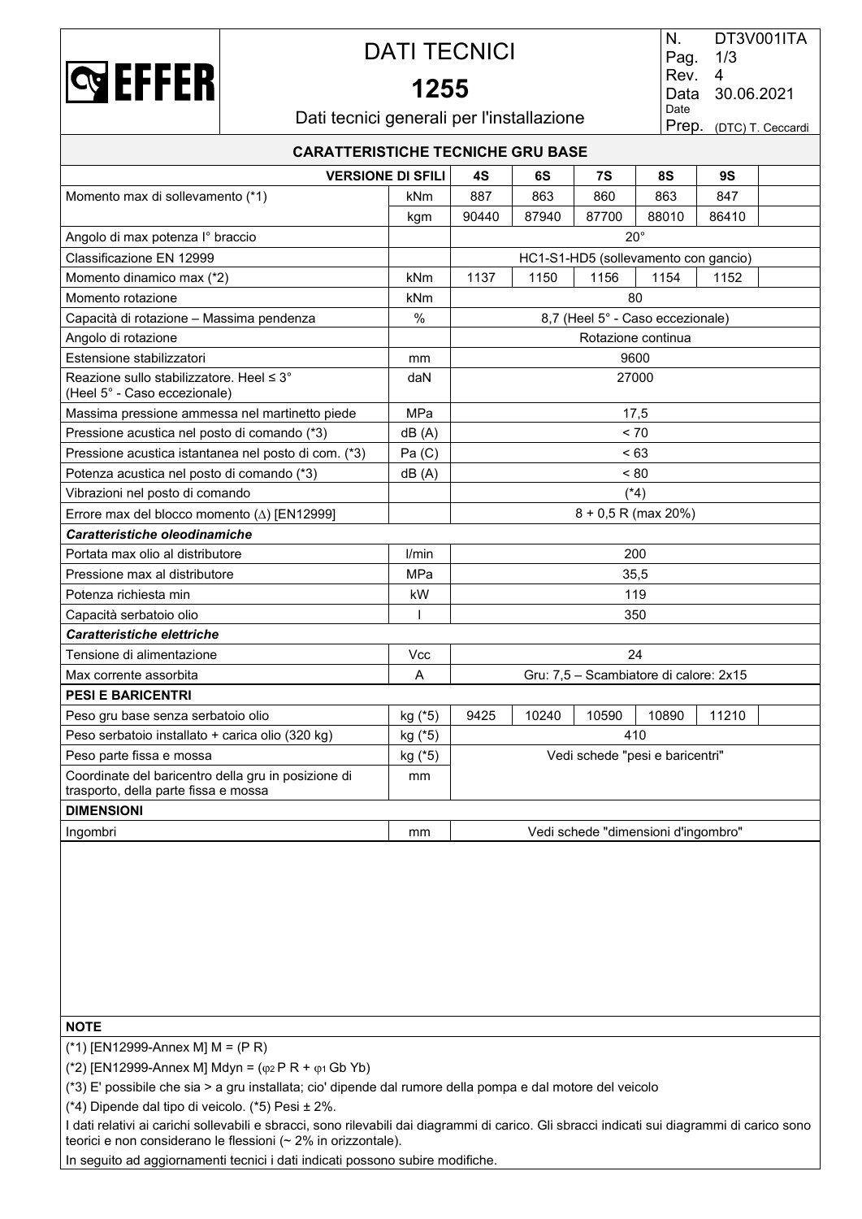# DATI TECNICI

## 1255

Dati tecnici generali per l'installazione

| N. | DT3V001ITA |
|---|---|
| Pag. | 1/3 |
| Rev. | 4 |
| Data Date | 30.06.2021 |
| Prep. | (DTC) T. Ceccardi |

### CARATTERISTICHE TECNICHE GRU BASE

| VERSIONE DI SFILI | | 4S | 6S | 7S | 8S | 9S | |
|---|---|---|---|---|---|---|---|
| Momento max di sollevamento (*1) | kNm | 887 | 863 | 860 | 863 | 847 | |
| | kgm | 90440 | 87940 | 87700 | 88010 | 86410 | |
| Angolo di max potenza I° braccio | | 20° | | | | | |
| Classificazione EN 12999 | | HC1-S1-HD5 (sollevamento con gancio) | | | | | |
| Momento dinamico max (*2) | kNm | 1137 | 1150 | 1156 | 1154 | 1152 | |
| Momento rotazione | kNm | 80 | | | | | |
| Capacità di rotazione – Massima pendenza | % | 8,7 (Heel 5° - Caso eccezionale) | | | | | |
| Angolo di rotazione | | Rotazione continua | | | | | |
| Estensione stabilizzatori | mm | 9600 | | | | | |
| Reazione sullo stabilizzatore. Heel ≤ 3° (Heel 5° - Caso eccezionale) | daN | 27000 | | | | | |
| Massima pressione ammessa nel martinetto piede | MPa | 17,5 | | | | | |
| Pressione acustica nel posto di comando (*3) | dB (A) | < 70 | | | | | |
| Pressione acustica istantanea nel posto di com. (*3) | Pa (C) | < 63 | | | | | |
| Potenza acustica nel posto di comando (*3) | dB (A) | < 80 | | | | | |
| Vibrazioni nel posto di comando | | (*4) | | | | | |
| Errore max del blocco momento (Δ) [EN12999] | | 8 + 0,5 R (max 20%) | | | | | |
| ***Caratteristiche oleodinamiche*** | | | | | | | |
| Portata max olio al distributore | l/min | 200 | | | | | |
| Pressione max al distributore | MPa | 35,5 | | | | | |
| Potenza richiesta min | kW | 119 | | | | | |
| Capacità serbatoio olio | l | 350 | | | | | |
| ***Caratteristiche elettriche*** | | | | | | | |
| Tensione di alimentazione | Vcc | 24 | | | | | |
| Max corrente assorbita | A | Gru: 7,5 – Scambiatore di calore: 2x15 | | | | | |
| **PESI E BARICENTRI** | | | | | | | |
| Peso gru base senza serbatoio olio | kg (*5) | 9425 | 10240 | 10590 | 10890 | 11210 | |
| Peso serbatoio installato + carica olio (320 kg) | kg (*5) | 410 | | | | | |
| Peso parte fissa e mossa | kg (*5) | Vedi schede "pesi e baricentri" | | | | | |
| Coordinate del baricentro della gru in posizione di trasporto, della parte fissa e mossa | mm | | | | | | |
| **DIMENSIONI** | | | | | | | |
| Ingombri | mm | Vedi schede "dimensioni d'ingombro" | | | | | |

**NOTE**

(*1) [EN12999-Annex M] M = (P R)

(*2) [EN12999-Annex M] Mdyn = ($\varphi_2$ P R + $\varphi_1$ Gb Yb)

(*3) E' possibile che sia > a gru installata; cio' dipende dal rumore della pompa e dal motore del veicolo

(*4) Dipende dal tipo di veicolo. (*5) Pesi ± 2%.

I dati relativi ai carichi sollevabili e sbracci, sono rilevabili dai diagrammi di carico. Gli sbracci indicati sui diagrammi di carico sono teorici e non considerano le flessioni (~ 2% in orizzontale).

In seguito ad aggiornamenti tecnici i dati indicati possono subire modifiche.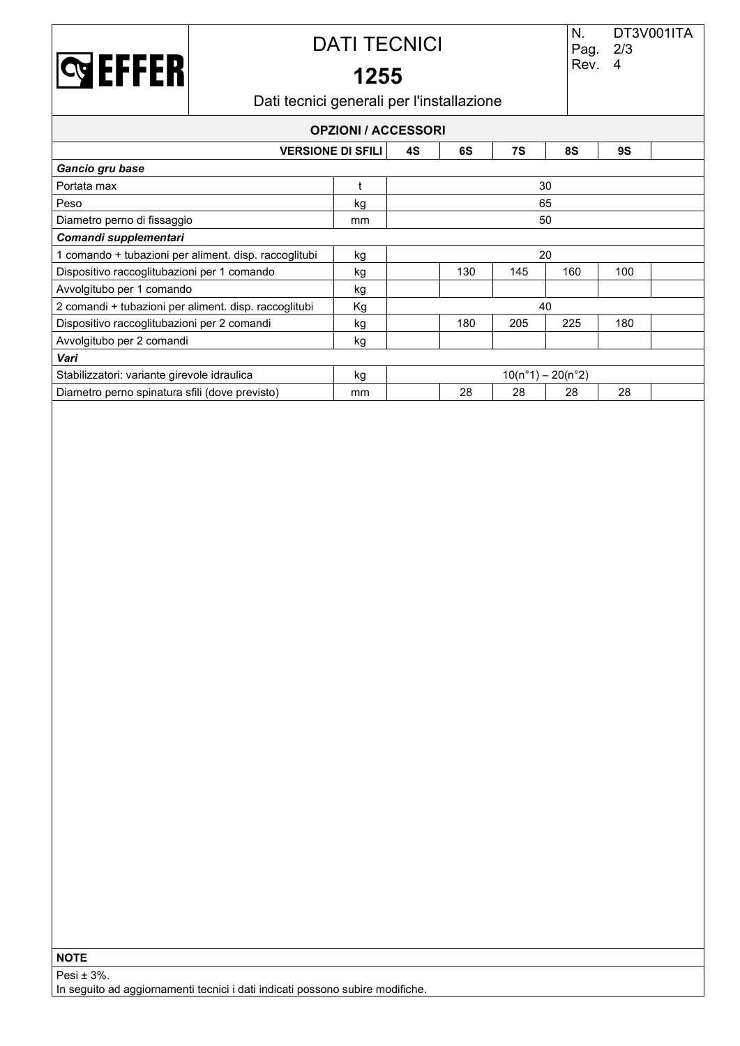# DATI TECNICI

## 1255

Dati tecnici generali per l'installazione

N. DT3V001ITA
Rev. 4

### OPZIONI / ACCESSORI

| VERSIONE DI SFILI | | 4S | 6S | 7S | 8S | 9S | |
|---|---|---|---|---|---|---|---|
| ***Gancio gru base*** | | | | | | | |
| Portata max | t | 30 | | | | | |
| Peso | kg | 65 | | | | | |
| Diametro perno di fissaggio | mm | 50 | | | | | |
| ***Comandi supplementari*** | | | | | | | |
| 1 comando + tubazioni per aliment. disp. raccoglitubi | kg | 20 | | | | | |
| Dispositivo raccoglitubazioni per 1 comando | kg | | 130 | 145 | 160 | 100 | |
| Avvolgitubo per 1 comando | kg | | | | | | |
| 2 comandi + tubazioni per aliment. disp. raccoglitubi | Kg | 40 | | | | | |
| Dispositivo raccoglitubazioni per 2 comandi | kg | | 180 | 205 | 225 | 180 | |
| Avvolgitubo per 2 comandi | kg | | | | | | |
| ***Vari*** | | | | | | | |
| Stabilizzatori: variante girevole idraulica | kg | 10(n°1) – 20(n°2) | | | | | |
| Diametro perno spinatura sfili (dove previsto) | mm | | 28 | 28 | 28 | 28 | |

**NOTE**

Pesi ± 3%.
In seguito ad aggiornamenti tecnici i dati indicati possono subire modifiche.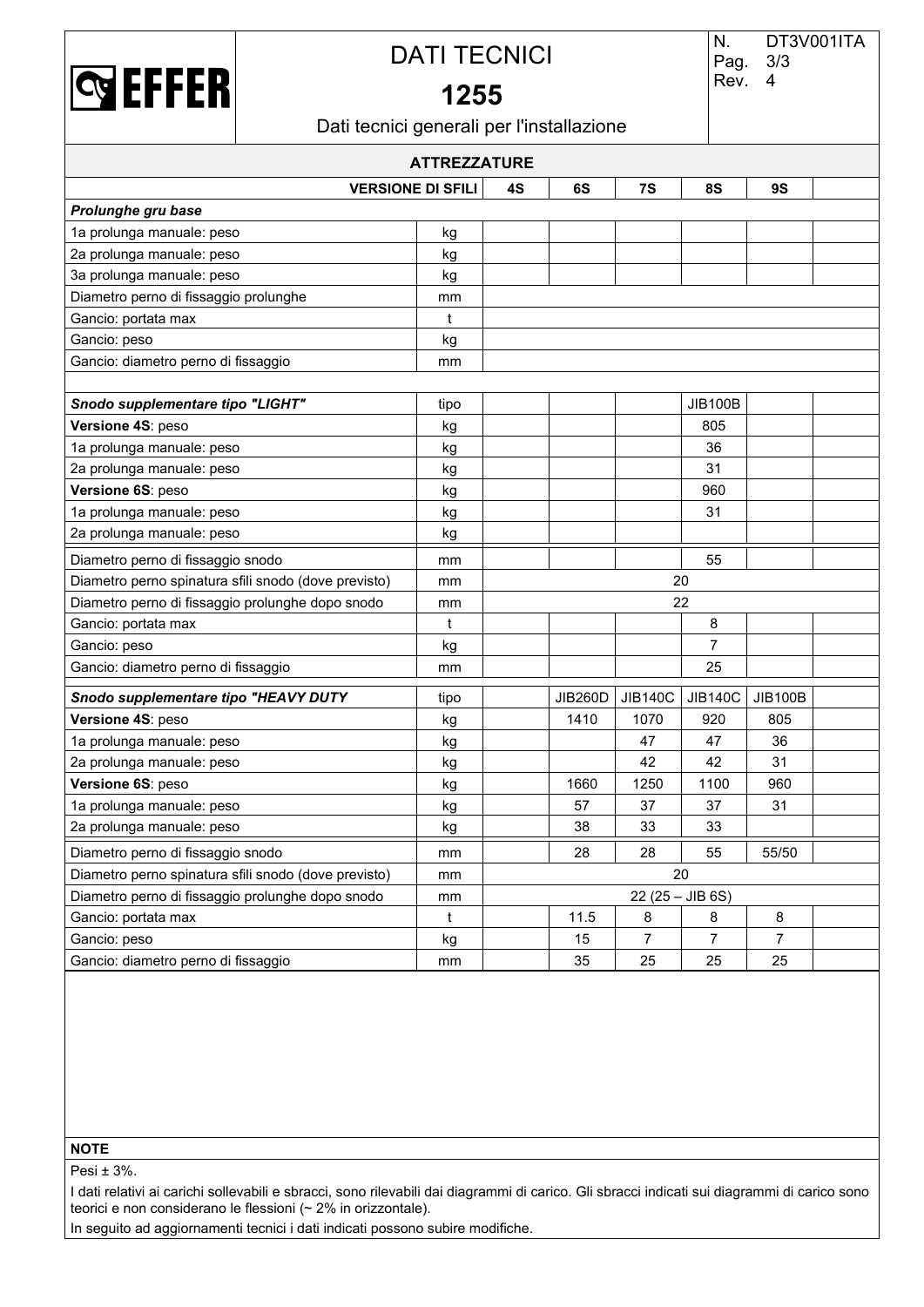# DATI TECNICI

## 1255

N. DT3V001ITA
Pag. 3/3
Rev. 4

Dati tecnici generali per l'installazione

### ATTREZZATURE

| VERSIONE DI SFILI | | 4S | 6S | 7S | 8S | 9S | |
|---|---|---|---|---|---|---|---|
| ***Prolunghe gru base*** | | | | | | | |
| 1a prolunga manuale: peso | kg | | | | | | |
| 2a prolunga manuale: peso | kg | | | | | | |
| 3a prolunga manuale: peso | kg | | | | | | |
| Diametro perno di fissaggio prolunghe | mm | | | | | | |
| Gancio: portata max | t | | | | | | |
| Gancio: peso | kg | | | | | | |
| Gancio: diametro perno di fissaggio | mm | | | | | | |
| | | | | | | | |
| ***Snodo supplementare tipo "LIGHT"*** | tipo | | | | JIB100B | | |
| **Versione 4S**: peso | kg | | | | 805 | | |
| 1a prolunga manuale: peso | kg | | | | 36 | | |
| 2a prolunga manuale: peso | kg | | | | 31 | | |
| **Versione 6S**: peso | kg | | | | 960 | | |
| 1a prolunga manuale: peso | kg | | | | 31 | | |
| 2a prolunga manuale: peso | kg | | | | | | |
| Diametro perno di fissaggio snodo | mm | | | | 55 | | |
| Diametro perno spinatura sfili snodo (dove previsto) | mm | 20 | | | | | |
| Diametro perno di fissaggio prolunghe dopo snodo | mm | 22 | | | | | |
| Gancio: portata max | t | | | | 8 | | |
| Gancio: peso | kg | | | | 7 | | |
| Gancio: diametro perno di fissaggio | mm | | | | 25 | | |
| ***Snodo supplementare tipo "HEAVY DUTY*** | tipo | | JIB260D | JIB140C | JIB140C | JIB100B | |
| **Versione 4S**: peso | kg | | 1410 | 1070 | 920 | 805 | |
| 1a prolunga manuale: peso | kg | | | 47 | 47 | 36 | |
| 2a prolunga manuale: peso | kg | | | 42 | 42 | 31 | |
| **Versione 6S**: peso | kg | | 1660 | 1250 | 1100 | 960 | |
| 1a prolunga manuale: peso | kg | | 57 | 37 | 37 | 31 | |
| 2a prolunga manuale: peso | kg | | 38 | 33 | 33 | | |
| Diametro perno di fissaggio snodo | mm | | 28 | 28 | 55 | 55/50 | |
| Diametro perno spinatura sfili snodo (dove previsto) | mm | 20 | | | | | |
| Diametro perno di fissaggio prolunghe dopo snodo | mm | 22 (25 – JIB 6S) | | | | | |
| Gancio: portata max | t | | 11.5 | 8 | 8 | 8 | |
| Gancio: peso | kg | | 15 | 7 | 7 | 7 | |
| Gancio: diametro perno di fissaggio | mm | | 35 | 25 | 25 | 25 | |

**NOTE**

Pesi ± 3%.

I dati relativi ai carichi sollevabili e sbracci, sono rilevabili dai diagrammi di carico. Gli sbracci indicati sui diagrammi di carico sono teorici e non considerano le flessioni (~ 2% in orizzontale).

In seguito ad aggiornamenti tecnici i dati indicati possono subire modifiche.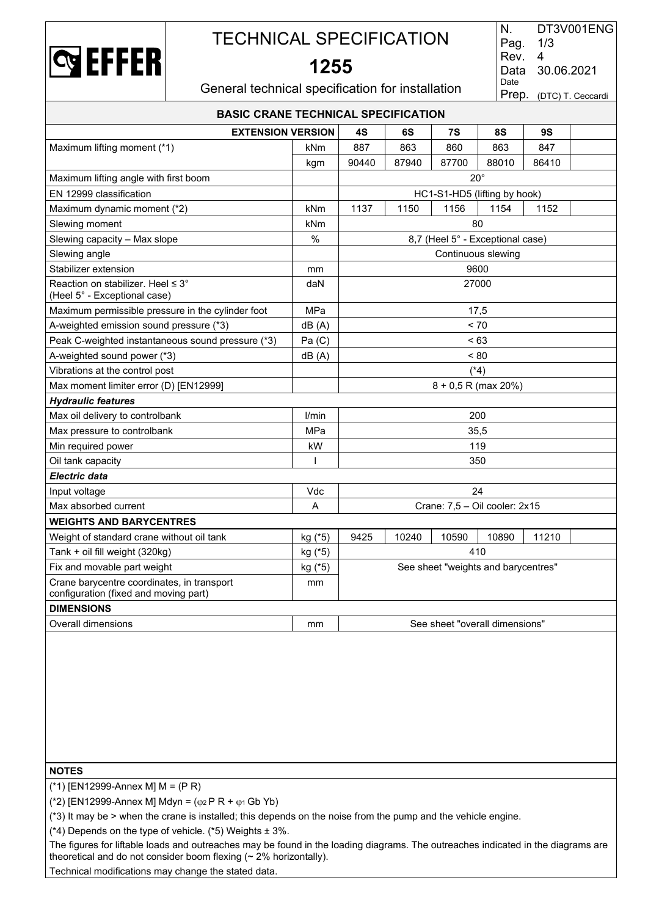# TECHNICAL SPECIFICATION

## 1255

General technical specification for installation

| N. | DT3V001ENG |
|---|---|
| Pag. | 1/3 |
| Rev. | 4 |
| Data Date | 30.06.2021 |
| Prep. | (DTC) T. Ceccardi |

### BASIC CRANE TECHNICAL SPECIFICATION

| EXTENSION VERSION | | 4S | 6S | 7S | 8S | 9S | |
|---|---|---|---|---|---|---|---|
| Maximum lifting moment (*1) | kNm | 887 | 863 | 860 | 863 | 847 | |
| | kgm | 90440 | 87940 | 87700 | 88010 | 86410 | |
| Maximum lifting angle with first boom | | 20° | | | | | |
| EN 12999 classification | | HC1-S1-HD5 (lifting by hook) | | | | | |
| Maximum dynamic moment (*2) | kNm | 1137 | 1150 | 1156 | 1154 | 1152 | |
| Slewing moment | kNm | 80 | | | | | |
| Slewing capacity – Max slope | % | 8,7 (Heel 5° - Exceptional case) | | | | | |
| Slewing angle | | Continuous slewing | | | | | |
| Stabilizer extension | mm | 9600 | | | | | |
| Reaction on stabilizer. Heel ≤ 3° (Heel 5° - Exceptional case) | daN | 27000 | | | | | |
| Maximum permissible pressure in the cylinder foot | MPa | 17,5 | | | | | |
| A-weighted emission sound pressure (*3) | dB (A) | < 70 | | | | | |
| Peak C-weighted instantaneous sound pressure (*3) | Pa (C) | < 63 | | | | | |
| A-weighted sound power (*3) | dB (A) | < 80 | | | | | |
| Vibrations at the control post | | (*4) | | | | | |
| Max moment limiter error (D) [EN12999] | | 8 + 0,5 R (max 20%) | | | | | |
| ***Hydraulic features*** | | | | | | | |
| Max oil delivery to controlbank | l/min | 200 | | | | | |
| Max pressure to controlbank | MPa | 35,5 | | | | | |
| Min required power | kW | 119 | | | | | |
| Oil tank capacity | l | 350 | | | | | |
| ***Electric data*** | | | | | | | |
| Input voltage | Vdc | 24 | | | | | |
| Max absorbed current | A | Crane: 7,5 – Oil cooler: 2x15 | | | | | |
| **WEIGHTS AND BARYCENTRES** | | | | | | | |
| Weight of standard crane without oil tank | kg (*5) | 9425 | 10240 | 10590 | 10890 | 11210 | |
| Tank + oil fill weight (320kg) | kg (*5) | 410 | | | | | |
| Fix and movable part weight | kg (*5) | See sheet "weights and barycentres" | | | | | |
| Crane barycentre coordinates, in transport configuration (fixed and moving part) | mm | | | | | | |
| **DIMENSIONS** | | | | | | | |
| Overall dimensions | mm | See sheet "overall dimensions" | | | | | |

**NOTES**

(*1) [EN12999-Annex M] M = (P R)

(*2) [EN12999-Annex M] Mdyn = ($\varphi_2$ P R + $\varphi_1$ Gb Yb)

(*3) It may be > when the crane is installed; this depends on the noise from the pump and the vehicle engine.

(*4) Depends on the type of vehicle. (*5) Weights ± 3%.

The figures for liftable loads and outreaches may be found in the loading diagrams. The outreaches indicated in the diagrams are theoretical and do not consider boom flexing (~ 2% horizontally).

Technical modifications may change the stated data.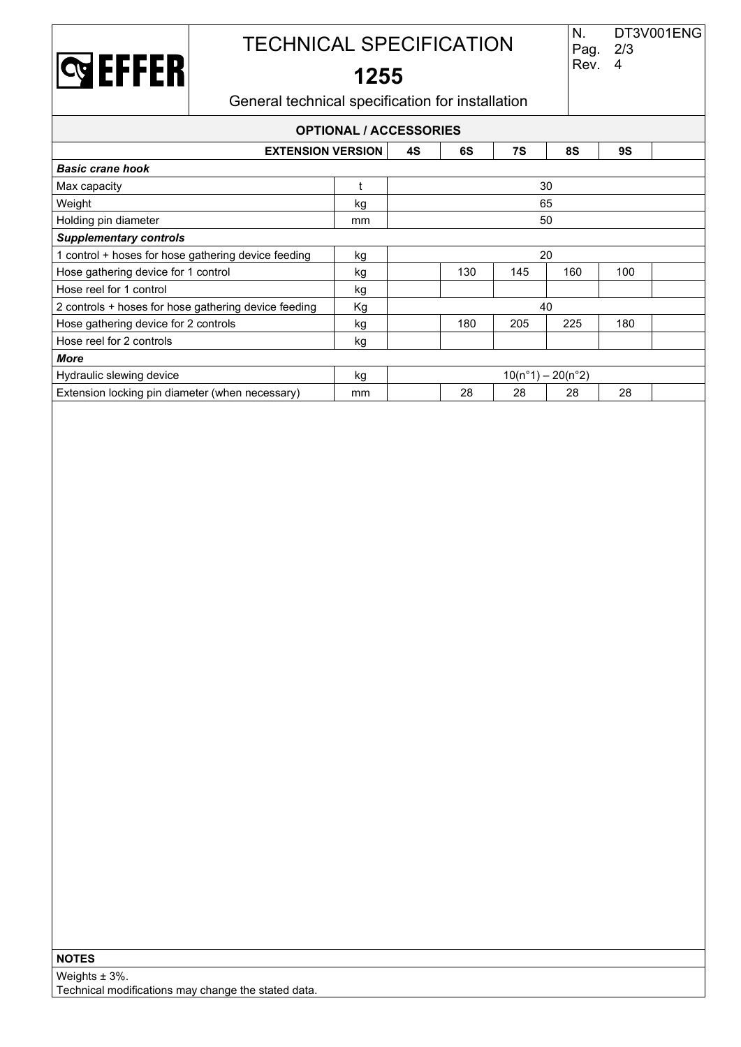# TECHNICAL SPECIFICATION

## 1255

General technical specification for installation

| N. | DT3V001ENG |
|---|---|
| Pag. | 2/3 |
| Rev. | 4 |

### OPTIONAL / ACCESSORIES

| EXTENSION VERSION | | 4S | 6S | 7S | 8S | 9S | |
|---|---|---|---|---|---|---|---|
| ***Basic crane hook*** | | | | | | | |
| Max capacity | t | | | 30 | | | |
| Weight | kg | | | 65 | | | |
| Holding pin diameter | mm | | | 50 | | | |
| ***Supplementary controls*** | | | | | | | |
| 1 control + hoses for hose gathering device feeding | kg | | | 20 | | | |
| Hose gathering device for 1 control | kg | | 130 | 145 | 160 | 100 | |
| Hose reel for 1 control | kg | | | | | | |
| 2 controls + hoses for hose gathering device feeding | Kg | | | 40 | | | |
| Hose gathering device for 2 controls | kg | | 180 | 205 | 225 | 180 | |
| Hose reel for 2 controls | kg | | | | | | |
| ***More*** | | | | | | | |
| Hydraulic slewing device | kg | | | 10(n°1) – 20(n°2) | | | |
| Extension locking pin diameter (when necessary) | mm | | 28 | 28 | 28 | 28 | |

**NOTES**

Weights ± 3%.
Technical modifications may change the stated data.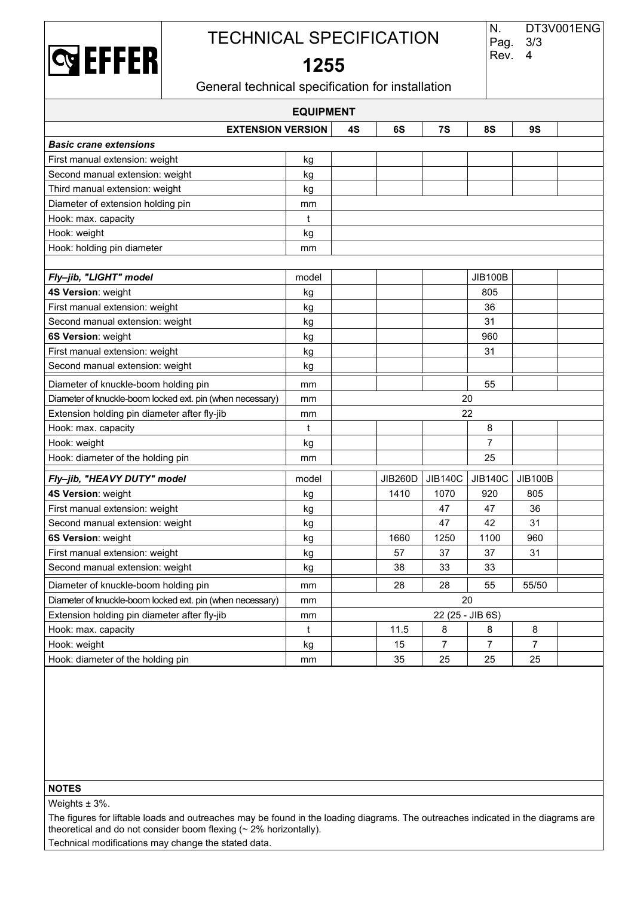# TECHNICAL SPECIFICATION

## 1255

General technical specification for installation

N. DT3V001ENG
Pag. 3/3
Rev. 4

| EQUIPMENT | | | | | | | |
|---|---|---|---|---|---|---|---|
| **EXTENSION VERSION** | | **4S** | **6S** | **7S** | **8S** | **9S** | |
| ***Basic crane extensions*** | | | | | | | |
| First manual extension: weight | kg | | | | | | |
| Second manual extension: weight | kg | | | | | | |
| Third manual extension: weight | kg | | | | | | |
| Diameter of extension holding pin | mm | | | | | | |
| Hook: max. capacity | t | | | | | | |
| Hook: weight | kg | | | | | | |
| Hook: holding pin diameter | mm | | | | | | |
| | | | | | | | |
| ***Fly–jib, "LIGHT" model*** | model | | | | JIB100B | | |
| **4S Version**: weight | kg | | | | 805 | | |
| First manual extension: weight | kg | | | | 36 | | |
| Second manual extension: weight | kg | | | | 31 | | |
| **6S Version**: weight | kg | | | | 960 | | |
| First manual extension: weight | kg | | | | 31 | | |
| Second manual extension: weight | kg | | | | | | |
| Diameter of knuckle-boom holding pin | mm | | | | 55 | | |
| Diameter of knuckle-boom locked ext. pin (when necessary) | mm | 20 | | | | | |
| Extension holding pin diameter after fly-jib | mm | 22 | | | | | |
| Hook: max. capacity | t | | | | 8 | | |
| Hook: weight | kg | | | | 7 | | |
| Hook: diameter of the holding pin | mm | | | | 25 | | |
| ***Fly–jib, "HEAVY DUTY" model*** | model | | JIB260D | JIB140C | JIB140C | JIB100B | |
| **4S Version**: weight | kg | | 1410 | 1070 | 920 | 805 | |
| First manual extension: weight | kg | | | 47 | 47 | 36 | |
| Second manual extension: weight | kg | | | 47 | 42 | 31 | |
| **6S Version**: weight | kg | | 1660 | 1250 | 1100 | 960 | |
| First manual extension: weight | kg | | 57 | 37 | 37 | 31 | |
| Second manual extension: weight | kg | | 38 | 33 | 33 | | |
| Diameter of knuckle-boom holding pin | mm | | 28 | 28 | 55 | 55/50 | |
| Diameter of knuckle-boom locked ext. pin (when necessary) | mm | 20 | | | | | |
| Extension holding pin diameter after fly-jib | mm | 22 (25 - JIB 6S) | | | | | |
| Hook: max. capacity | t | | 11.5 | 8 | 8 | 8 | |
| Hook: weight | kg | | 15 | 7 | 7 | 7 | |
| Hook: diameter of the holding pin | mm | | 35 | 25 | 25 | 25 | |

**NOTES**

Weights ± 3%.

The figures for liftable loads and outreaches may be found in the loading diagrams. The outreaches indicated in the diagrams are theoretical and do not consider boom flexing (~ 2% horizontally).

Technical modifications may change the stated data.